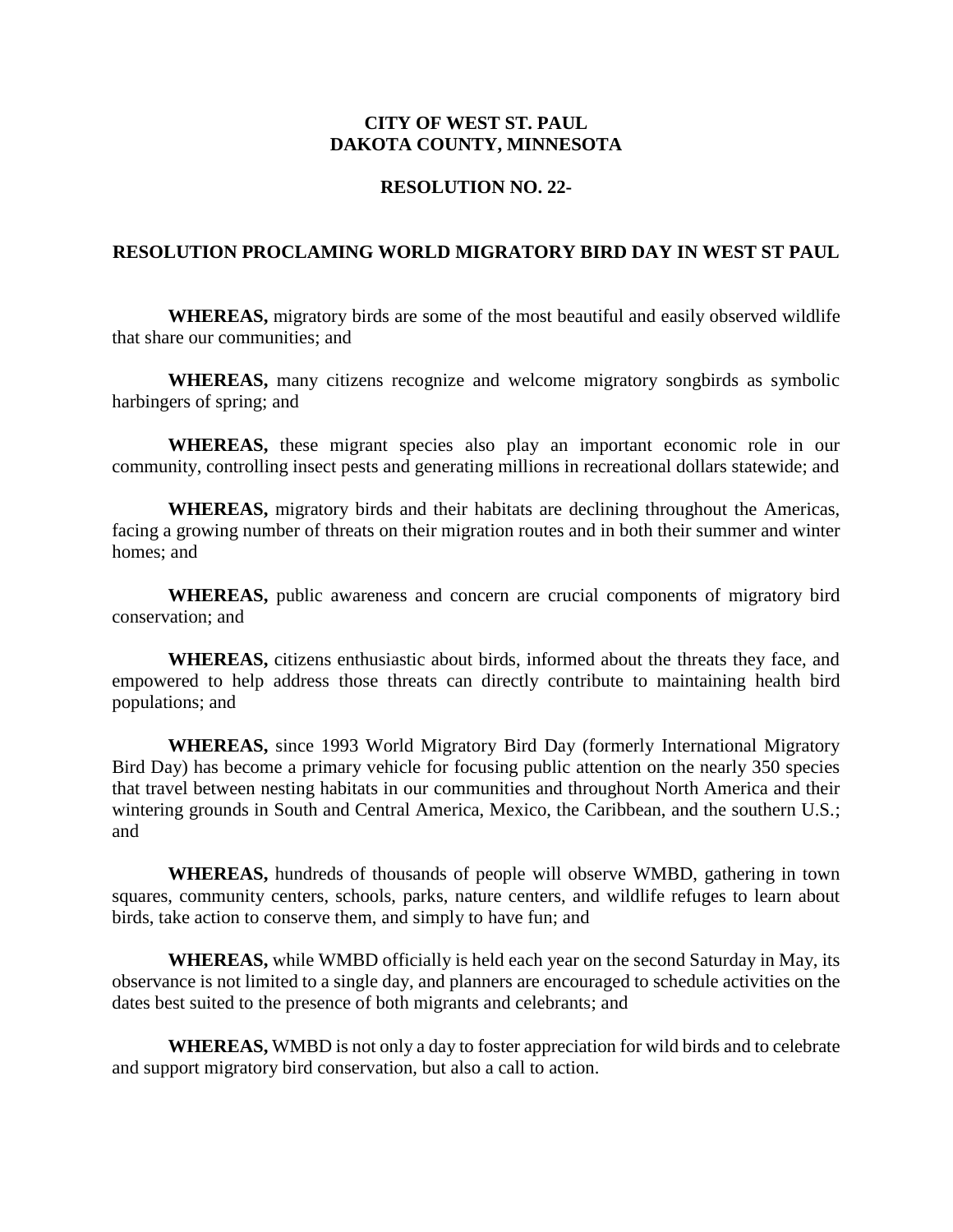**CITY OF WEST ST. PAUL**
**DAKOTA COUNTY, MINNESOTA**

**RESOLUTION NO. 22-**

# RESOLUTION PROCLAMING WORLD MIGRATORY BIRD DAY IN WEST ST PAUL

**WHEREAS,** migratory birds are some of the most beautiful and easily observed wildlife that share our communities; and

**WHEREAS,** many citizens recognize and welcome migratory songbirds as symbolic harbingers of spring; and

**WHEREAS,** these migrant species also play an important economic role in our community, controlling insect pests and generating millions in recreational dollars statewide; and

**WHEREAS,** migratory birds and their habitats are declining throughout the Americas, facing a growing number of threats on their migration routes and in both their summer and winter homes; and

**WHEREAS,** public awareness and concern are crucial components of migratory bird conservation; and

**WHEREAS,** citizens enthusiastic about birds, informed about the threats they face, and empowered to help address those threats can directly contribute to maintaining health bird populations; and

**WHEREAS,** since 1993 World Migratory Bird Day (formerly International Migratory Bird Day) has become a primary vehicle for focusing public attention on the nearly 350 species that travel between nesting habitats in our communities and throughout North America and their wintering grounds in South and Central America, Mexico, the Caribbean, and the southern U.S.; and

**WHEREAS,** hundreds of thousands of people will observe WMBD, gathering in town squares, community centers, schools, parks, nature centers, and wildlife refuges to learn about birds, take action to conserve them, and simply to have fun; and

**WHEREAS,** while WMBD officially is held each year on the second Saturday in May, its observance is not limited to a single day, and planners are encouraged to schedule activities on the dates best suited to the presence of both migrants and celebrants; and

**WHEREAS,** WMBD is not only a day to foster appreciation for wild birds and to celebrate and support migratory bird conservation, but also a call to action.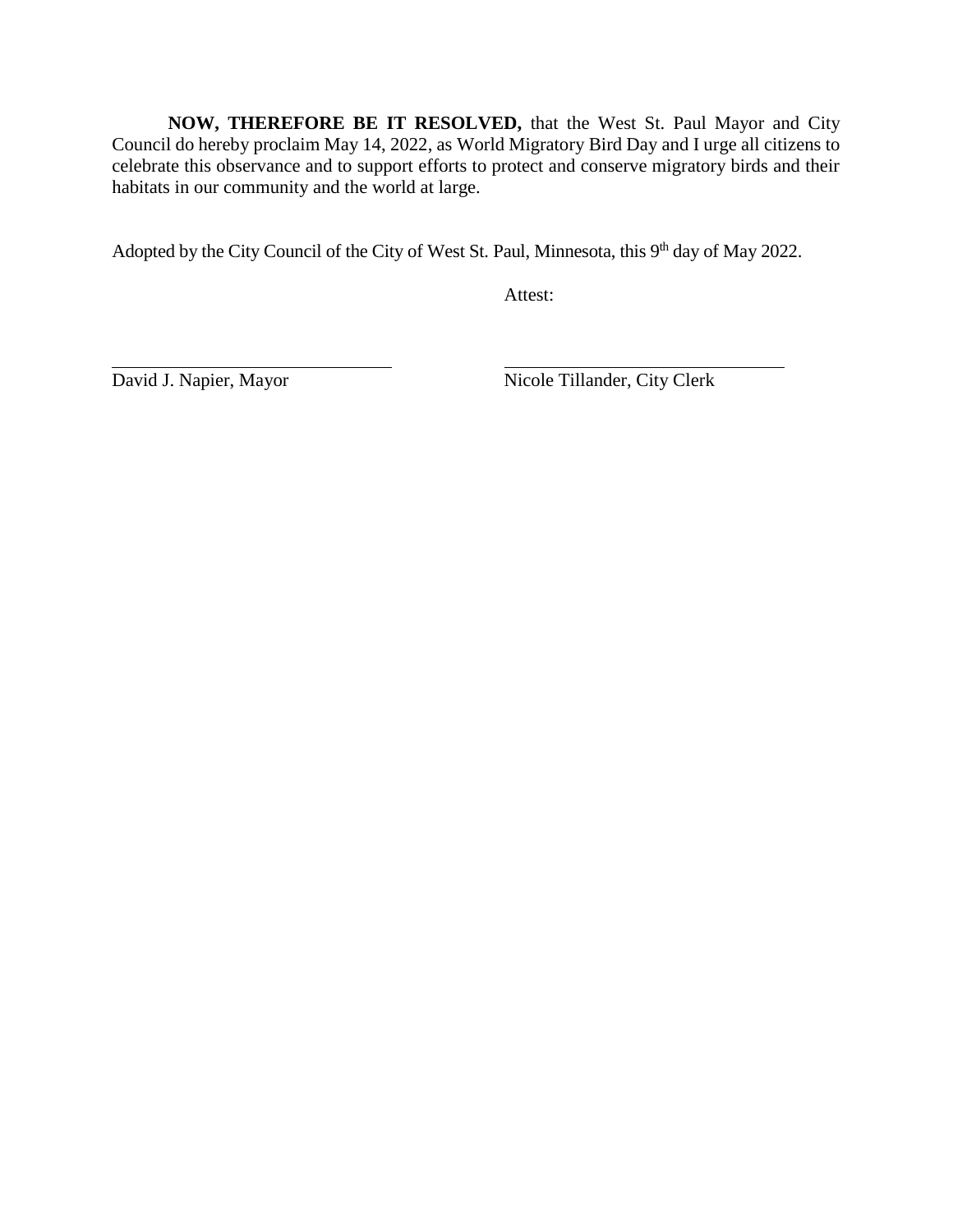**NOW, THEREFORE BE IT RESOLVED,** that the West St. Paul Mayor and City Council do hereby proclaim May 14, 2022, as World Migratory Bird Day and I urge all citizens to celebrate this observance and to support efforts to protect and conserve migratory birds and their habitats in our community and the world at large.

Adopted by the City Council of the City of West St. Paul, Minnesota, this 9th day of May 2022.

Attest:

\_\_\_\_\_\_\_\_\_\_\_\_\_\_\_\_\_\_\_\_\_\_\_\_\_\_\_\_\_\_\_\_\_\_

David J. Napier, Mayor

\_\_\_\_\_\_\_\_\_\_\_\_\_\_\_\_\_\_\_\_\_\_\_\_\_\_\_\_\_\_\_\_\_\_

Nicole Tillander, City Clerk